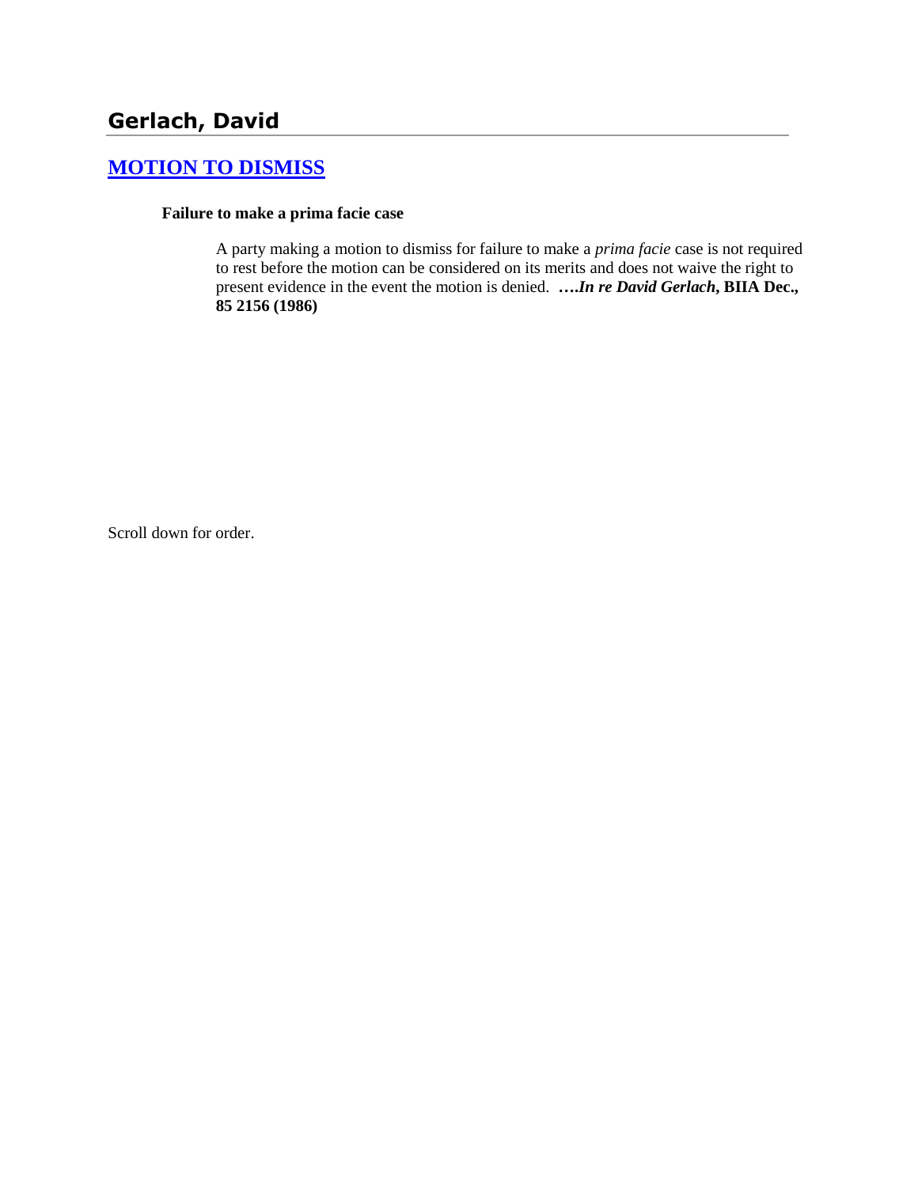## Gerlach, David

### [MOTION TO DISMISS]

**Failure to make a prima facie case**

A party making a motion to dismiss for failure to make a *prima facie* case is not required to rest before the motion can be considered on its merits and does not waive the right to present evidence in the event the motion is denied. ***….In re David Gerlach*, BIIA Dec., 85 2156 (1986)**

Scroll down for order.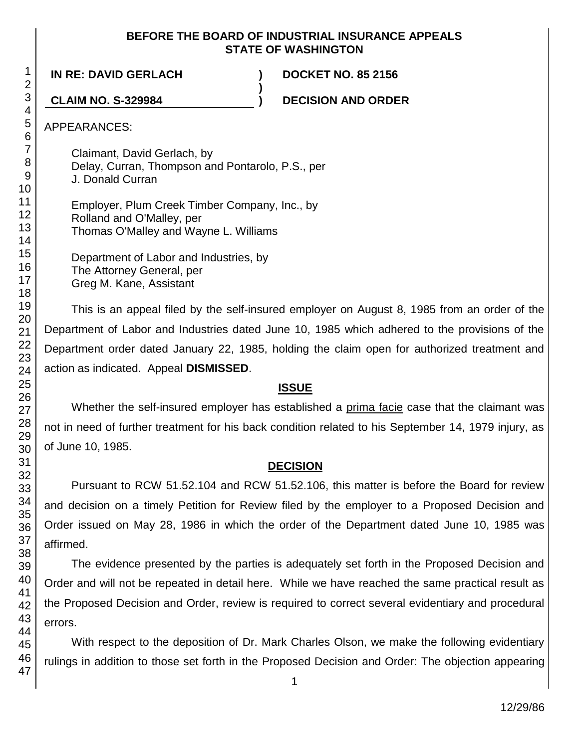**BEFORE THE BOARD OF INDUSTRIAL INSURANCE APPEALS**
**STATE OF WASHINGTON**

**IN RE: DAVID GERLACH** ) **DOCKET NO. 85 2156**
)
**CLAIM NO. S-329984** ) **DECISION AND ORDER**

APPEARANCES:

Claimant, David Gerlach, by
Delay, Curran, Thompson and Pontarolo, P.S., per
J. Donald Curran

Employer, Plum Creek Timber Company, Inc., by
Rolland and O'Malley, per
Thomas O'Malley and Wayne L. Williams

Department of Labor and Industries, by
The Attorney General, per
Greg M. Kane, Assistant

This is an appeal filed by the self-insured employer on August 8, 1985 from an order of the Department of Labor and Industries dated June 10, 1985 which adhered to the provisions of the Department order dated January 22, 1985, holding the claim open for authorized treatment and action as indicated. Appeal **DISMISSED**.

## ISSUE

Whether the self-insured employer has established a prima facie case that the claimant was not in need of further treatment for his back condition related to his September 14, 1979 injury, as of June 10, 1985.

## DECISION

Pursuant to RCW 51.52.104 and RCW 51.52.106, this matter is before the Board for review and decision on a timely Petition for Review filed by the employer to a Proposed Decision and Order issued on May 28, 1986 in which the order of the Department dated June 10, 1985 was affirmed.

The evidence presented by the parties is adequately set forth in the Proposed Decision and Order and will not be repeated in detail here. While we have reached the same practical result as the Proposed Decision and Order, review is required to correct several evidentiary and procedural errors.

With respect to the deposition of Dr. Mark Charles Olson, we make the following evidentiary rulings in addition to those set forth in the Proposed Decision and Order: The objection appearing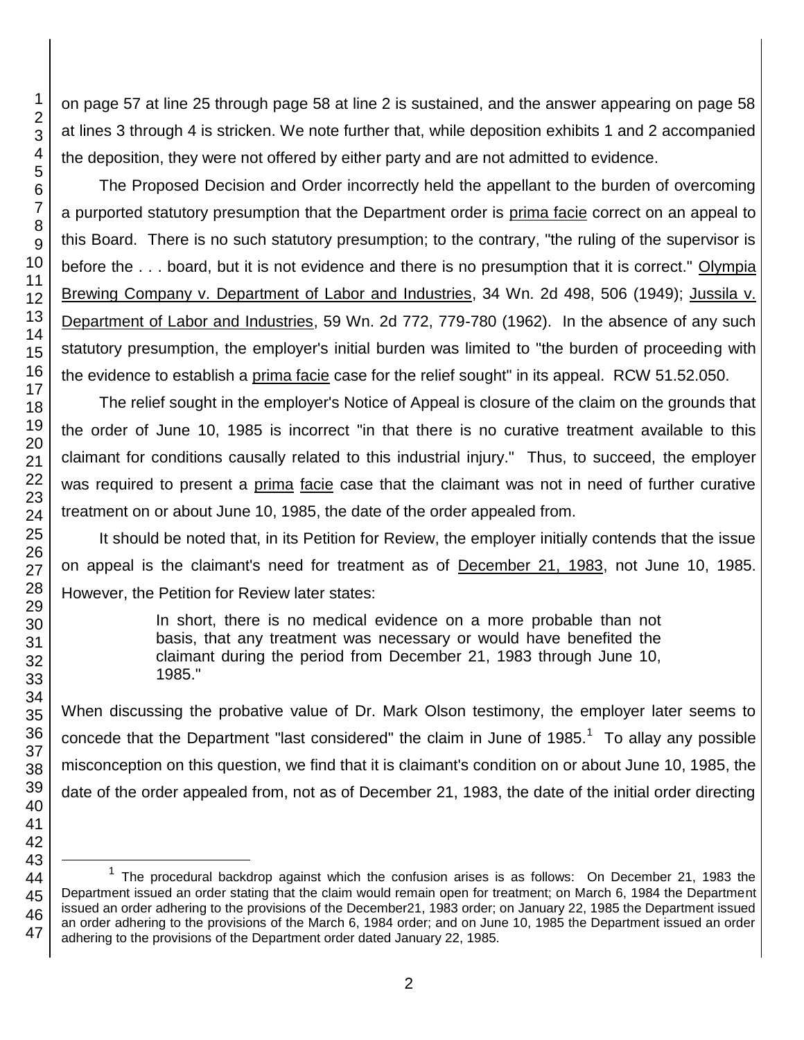on page 57 at line 25 through page 58 at line 2 is sustained, and the answer appearing on page 58 at lines 3 through 4 is stricken. We note further that, while deposition exhibits 1 and 2 accompanied the deposition, they were not offered by either party and are not admitted to evidence.

The Proposed Decision and Order incorrectly held the appellant to the burden of overcoming a purported statutory presumption that the Department order is prima facie correct on an appeal to this Board. There is no such statutory presumption; to the contrary, "the ruling of the supervisor is before the . . . board, but it is not evidence and there is no presumption that it is correct." Olympia Brewing Company v. Department of Labor and Industries, 34 Wn. 2d 498, 506 (1949); Jussila v. Department of Labor and Industries, 59 Wn. 2d 772, 779-780 (1962). In the absence of any such statutory presumption, the employer's initial burden was limited to "the burden of proceeding with the evidence to establish a prima facie case for the relief sought" in its appeal. RCW 51.52.050.

The relief sought in the employer's Notice of Appeal is closure of the claim on the grounds that the order of June 10, 1985 is incorrect "in that there is no curative treatment available to this claimant for conditions causally related to this industrial injury." Thus, to succeed, the employer was required to present a prima facie case that the claimant was not in need of further curative treatment on or about June 10, 1985, the date of the order appealed from.

It should be noted that, in its Petition for Review, the employer initially contends that the issue on appeal is the claimant's need for treatment as of December 21, 1983, not June 10, 1985. However, the Petition for Review later states:

> In short, there is no medical evidence on a more probable than not basis, that any treatment was necessary or would have benefited the claimant during the period from December 21, 1983 through June 10, 1985."

When discussing the probative value of Dr. Mark Olson testimony, the employer later seems to concede that the Department "last considered" the claim in June of 1985.[1] To allay any possible misconception on this question, we find that it is claimant's condition on or about June 10, 1985, the date of the order appealed from, not as of December 21, 1983, the date of the initial order directing

[1] The procedural backdrop against which the confusion arises is as follows: On December 21, 1983 the Department issued an order stating that the claim would remain open for treatment; on March 6, 1984 the Department issued an order adhering to the provisions of the December21, 1983 order; on January 22, 1985 the Department issued an order adhering to the provisions of the March 6, 1984 order; and on June 10, 1985 the Department issued an order adhering to the provisions of the Department order dated January 22, 1985.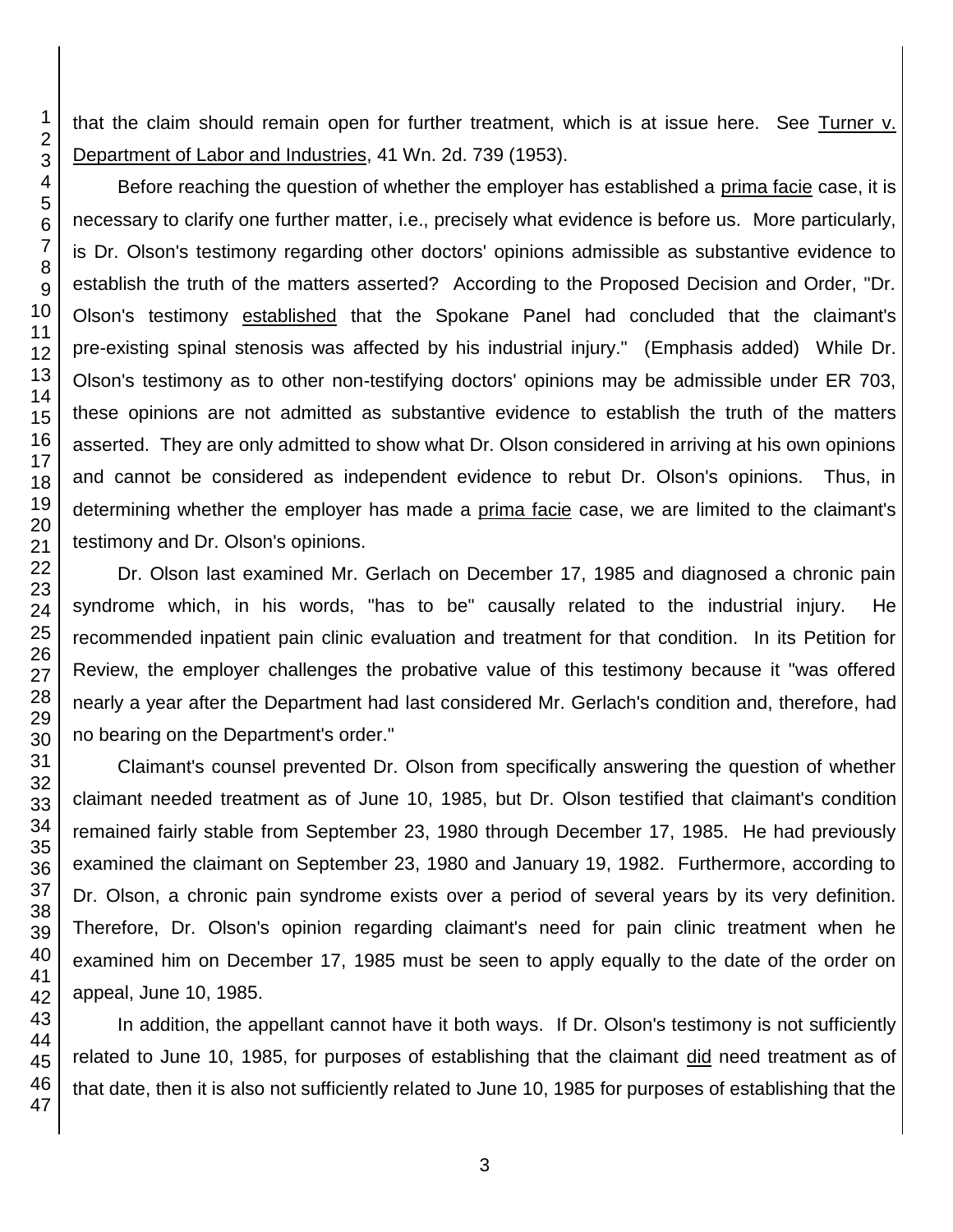that the claim should remain open for further treatment, which is at issue here. See Turner v. Department of Labor and Industries, 41 Wn. 2d. 739 (1953).

Before reaching the question of whether the employer has established a *prima facie* case, it is necessary to clarify one further matter, i.e., precisely what evidence is before us. More particularly, is Dr. Olson's testimony regarding other doctors' opinions admissible as substantive evidence to establish the truth of the matters asserted? According to the Proposed Decision and Order, "Dr. Olson's testimony established that the Spokane Panel had concluded that the claimant's pre-existing spinal stenosis was affected by his industrial injury." (Emphasis added) While Dr. Olson's testimony as to other non-testifying doctors' opinions may be admissible under ER 703, these opinions are not admitted as substantive evidence to establish the truth of the matters asserted. They are only admitted to show what Dr. Olson considered in arriving at his own opinions and cannot be considered as independent evidence to rebut Dr. Olson's opinions. Thus, in determining whether the employer has made a *prima facie* case, we are limited to the claimant's testimony and Dr. Olson's opinions.

Dr. Olson last examined Mr. Gerlach on December 17, 1985 and diagnosed a chronic pain syndrome which, in his words, "has to be" causally related to the industrial injury. He recommended inpatient pain clinic evaluation and treatment for that condition. In its Petition for Review, the employer challenges the probative value of this testimony because it "was offered nearly a year after the Department had last considered Mr. Gerlach's condition and, therefore, had no bearing on the Department's order."

Claimant's counsel prevented Dr. Olson from specifically answering the question of whether claimant needed treatment as of June 10, 1985, but Dr. Olson testified that claimant's condition remained fairly stable from September 23, 1980 through December 17, 1985. He had previously examined the claimant on September 23, 1980 and January 19, 1982. Furthermore, according to Dr. Olson, a chronic pain syndrome exists over a period of several years by its very definition. Therefore, Dr. Olson's opinion regarding claimant's need for pain clinic treatment when he examined him on December 17, 1985 must be seen to apply equally to the date of the order on appeal, June 10, 1985.

In addition, the appellant cannot have it both ways. If Dr. Olson's testimony is not sufficiently related to June 10, 1985, for purposes of establishing that the claimant did need treatment as of that date, then it is also not sufficiently related to June 10, 1985 for purposes of establishing that the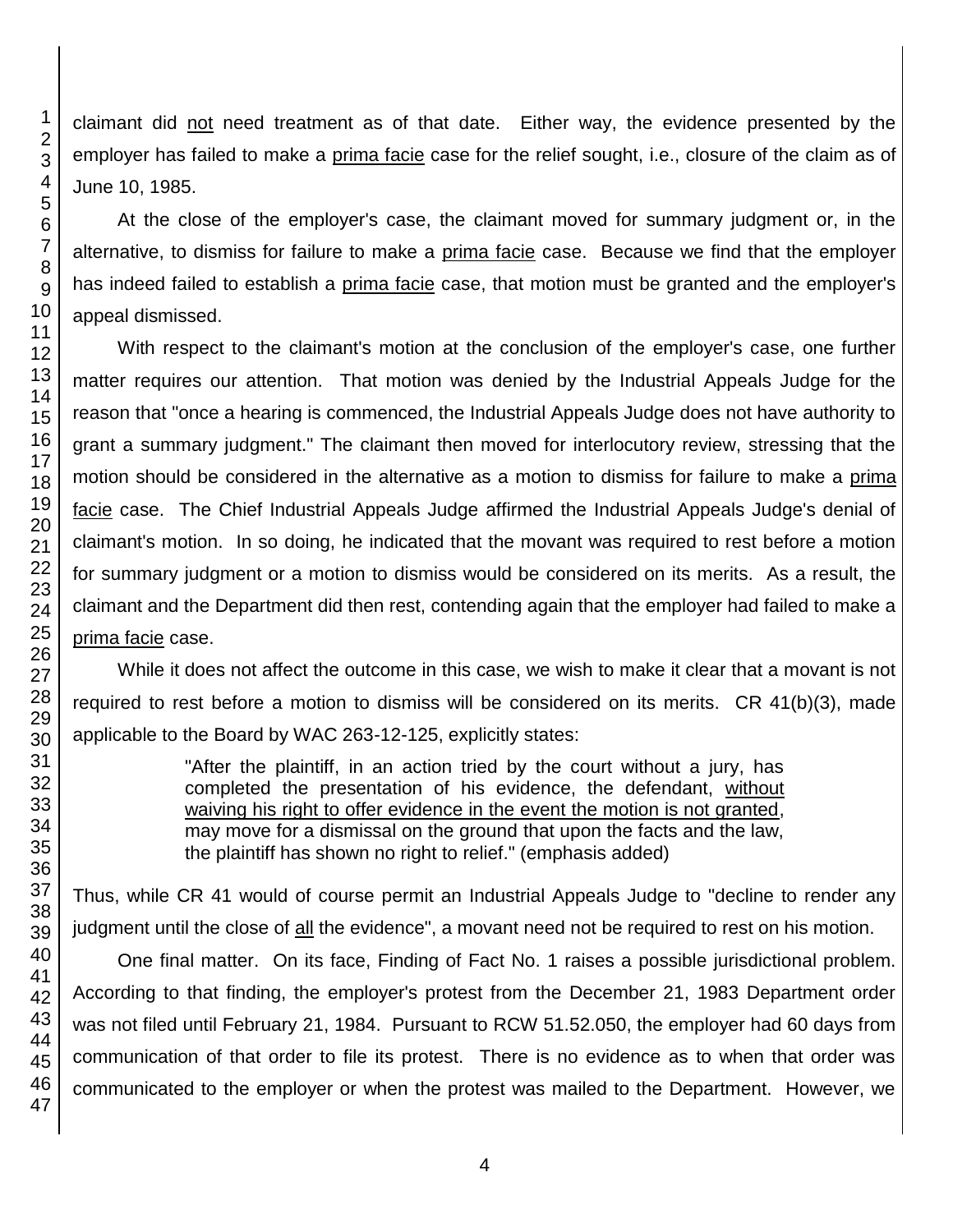claimant did not need treatment as of that date. Either way, the evidence presented by the employer has failed to make a prima facie case for the relief sought, i.e., closure of the claim as of June 10, 1985.

At the close of the employer's case, the claimant moved for summary judgment or, in the alternative, to dismiss for failure to make a prima facie case. Because we find that the employer has indeed failed to establish a prima facie case, that motion must be granted and the employer's appeal dismissed.

With respect to the claimant's motion at the conclusion of the employer's case, one further matter requires our attention. That motion was denied by the Industrial Appeals Judge for the reason that "once a hearing is commenced, the Industrial Appeals Judge does not have authority to grant a summary judgment." The claimant then moved for interlocutory review, stressing that the motion should be considered in the alternative as a motion to dismiss for failure to make a prima facie case. The Chief Industrial Appeals Judge affirmed the Industrial Appeals Judge's denial of claimant's motion. In so doing, he indicated that the movant was required to rest before a motion for summary judgment or a motion to dismiss would be considered on its merits. As a result, the claimant and the Department did then rest, contending again that the employer had failed to make a prima facie case.

While it does not affect the outcome in this case, we wish to make it clear that a movant is not required to rest before a motion to dismiss will be considered on its merits. CR 41(b)(3), made applicable to the Board by WAC 263-12-125, explicitly states:

> "After the plaintiff, in an action tried by the court without a jury, has completed the presentation of his evidence, the defendant, without waiving his right to offer evidence in the event the motion is not granted, may move for a dismissal on the ground that upon the facts and the law, the plaintiff has shown no right to relief." (emphasis added)

Thus, while CR 41 would of course permit an Industrial Appeals Judge to "decline to render any judgment until the close of all the evidence", a movant need not be required to rest on his motion.

One final matter. On its face, Finding of Fact No. 1 raises a possible jurisdictional problem. According to that finding, the employer's protest from the December 21, 1983 Department order was not filed until February 21, 1984. Pursuant to RCW 51.52.050, the employer had 60 days from communication of that order to file its protest. There is no evidence as to when that order was communicated to the employer or when the protest was mailed to the Department. However, we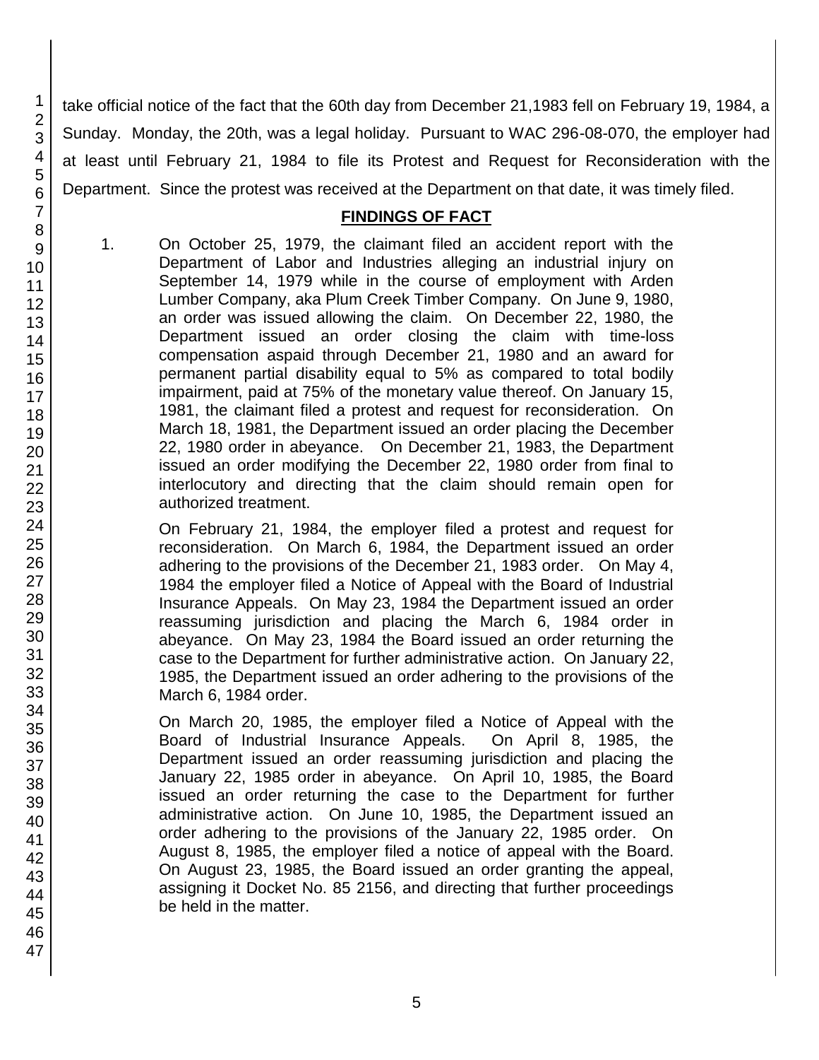take official notice of the fact that the 60th day from December 21,1983 fell on February 19, 1984, a Sunday. Monday, the 20th, was a legal holiday. Pursuant to WAC 296-08-070, the employer had at least until February 21, 1984 to file its Protest and Request for Reconsideration with the Department. Since the protest was received at the Department on that date, it was timely filed.

## FINDINGS OF FACT

1. On October 25, 1979, the claimant filed an accident report with the Department of Labor and Industries alleging an industrial injury on September 14, 1979 while in the course of employment with Arden Lumber Company, aka Plum Creek Timber Company. On June 9, 1980, an order was issued allowing the claim. On December 22, 1980, the Department issued an order closing the claim with time-loss compensation aspaid through December 21, 1980 and an award for permanent partial disability equal to 5% as compared to total bodily impairment, paid at 75% of the monetary value thereof. On January 15, 1981, the claimant filed a protest and request for reconsideration. On March 18, 1981, the Department issued an order placing the December 22, 1980 order in abeyance. On December 21, 1983, the Department issued an order modifying the December 22, 1980 order from final to interlocutory and directing that the claim should remain open for authorized treatment.

   On February 21, 1984, the employer filed a protest and request for reconsideration. On March 6, 1984, the Department issued an order adhering to the provisions of the December 21, 1983 order. On May 4, 1984 the employer filed a Notice of Appeal with the Board of Industrial Insurance Appeals. On May 23, 1984 the Department issued an order reassuming jurisdiction and placing the March 6, 1984 order in abeyance. On May 23, 1984 the Board issued an order returning the case to the Department for further administrative action. On January 22, 1985, the Department issued an order adhering to the provisions of the March 6, 1984 order.

   On March 20, 1985, the employer filed a Notice of Appeal with the Board of Industrial Insurance Appeals. On April 8, 1985, the Department issued an order reassuming jurisdiction and placing the January 22, 1985 order in abeyance. On April 10, 1985, the Board issued an order returning the case to the Department for further administrative action. On June 10, 1985, the Department issued an order adhering to the provisions of the January 22, 1985 order. On August 8, 1985, the employer filed a notice of appeal with the Board. On August 23, 1985, the Board issued an order granting the appeal, assigning it Docket No. 85 2156, and directing that further proceedings be held in the matter.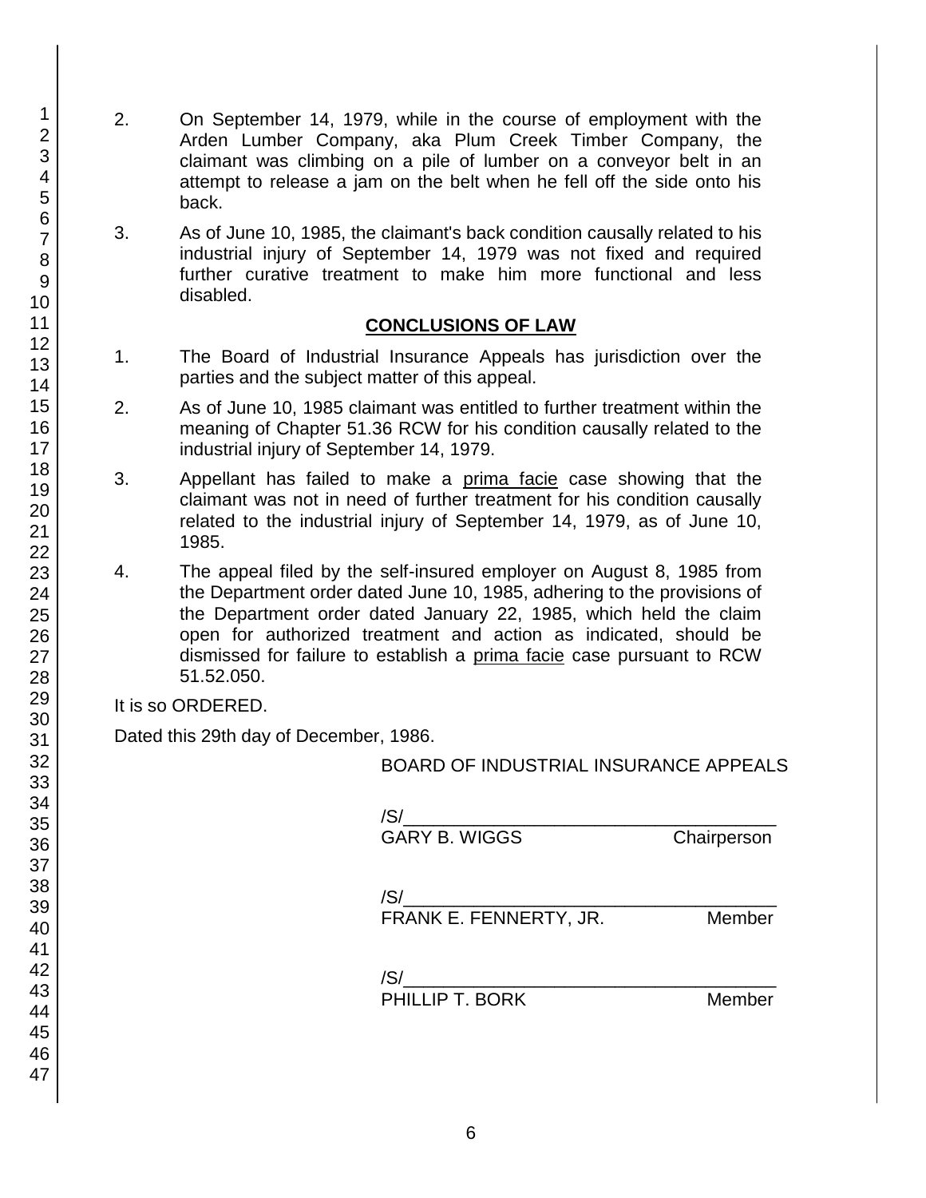2. On September 14, 1979, while in the course of employment with the Arden Lumber Company, aka Plum Creek Timber Company, the claimant was climbing on a pile of lumber on a conveyor belt in an attempt to release a jam on the belt when he fell off the side onto his back.

3. As of June 10, 1985, the claimant's back condition causally related to his industrial injury of September 14, 1979 was not fixed and required further curative treatment to make him more functional and less disabled.

## CONCLUSIONS OF LAW

1. The Board of Industrial Insurance Appeals has jurisdiction over the parties and the subject matter of this appeal.

2. As of June 10, 1985 claimant was entitled to further treatment within the meaning of Chapter 51.36 RCW for his condition causally related to the industrial injury of September 14, 1979.

3. Appellant has failed to make a prima facie case showing that the claimant was not in need of further treatment for his condition causally related to the industrial injury of September 14, 1979, as of June 10, 1985.

4. The appeal filed by the self-insured employer on August 8, 1985 from the Department order dated June 10, 1985, adhering to the provisions of the Department order dated January 22, 1985, which held the claim open for authorized treatment and action as indicated, should be dismissed for failure to establish a prima facie case pursuant to RCW 51.52.050.

It is so ORDERED.

Dated this 29th day of December, 1986.

BOARD OF INDUSTRIAL INSURANCE APPEALS

/S/______________________________
GARY B. WIGGS Chairperson

/S/______________________________
FRANK E. FENNERTY, JR. Member

/S/______________________________
PHILLIP T. BORK Member